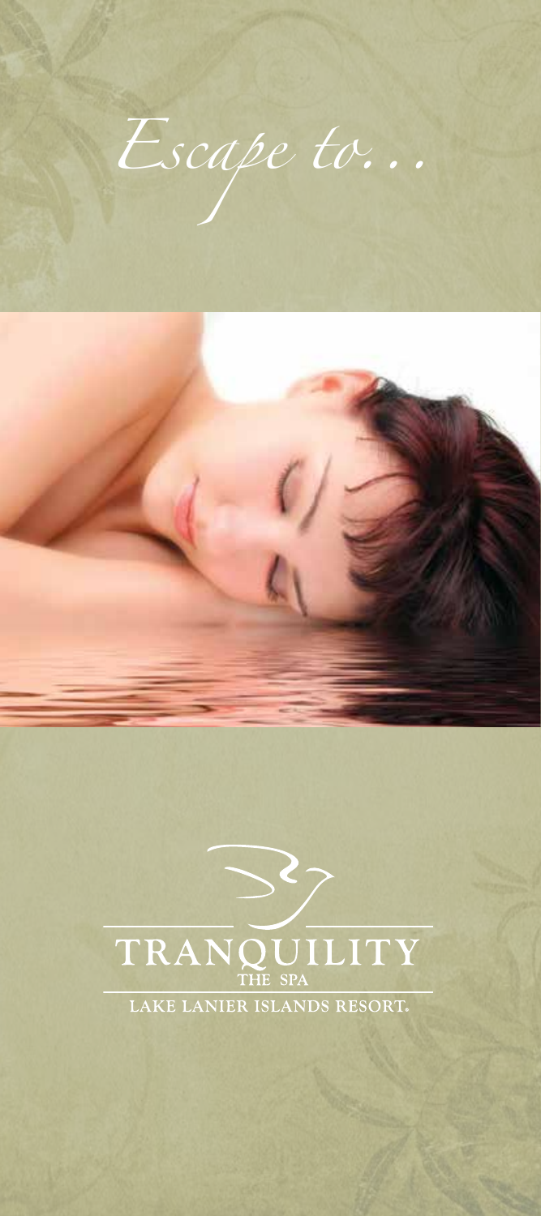*Escape to...*

TRANQUILITY

THE SPA

LAKE LANIER ISLANDS RESORT.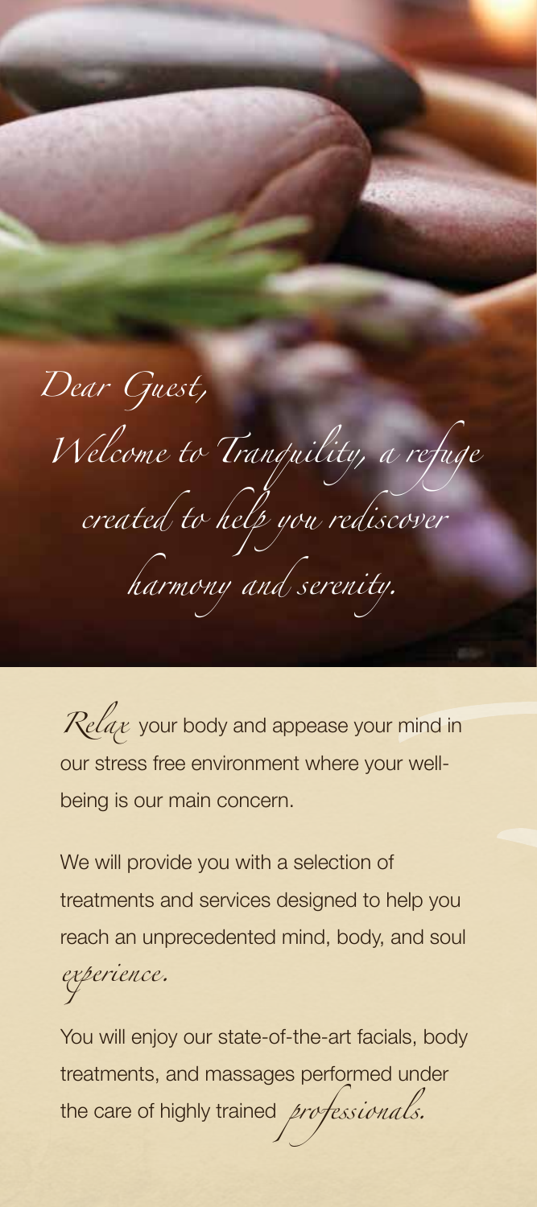*Dear Guest,*

*Welcome to Tranquility, a refuge created to help you rediscover harmony and serenity.*

*Relax* your body and appease your mind in our stress free environment where your well-being is our main concern.

We will provide you with a selection of treatments and services designed to help you reach an unprecedented mind, body, and soul *experience.*

You will enjoy our state-of-the-art facials, body treatments, and massages performed under the care of highly trained *professionals.*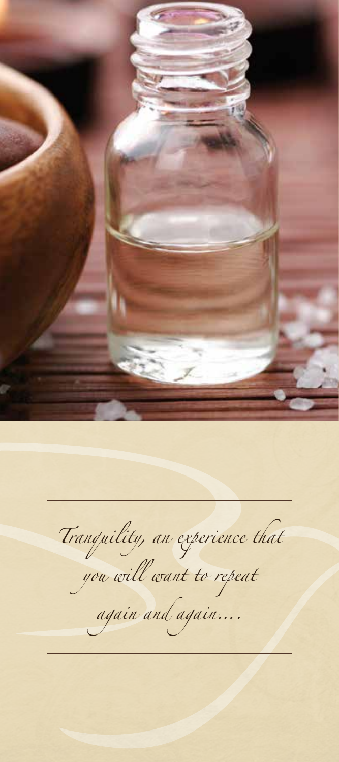*Tranquility, an experience that you will want to repeat again and again....*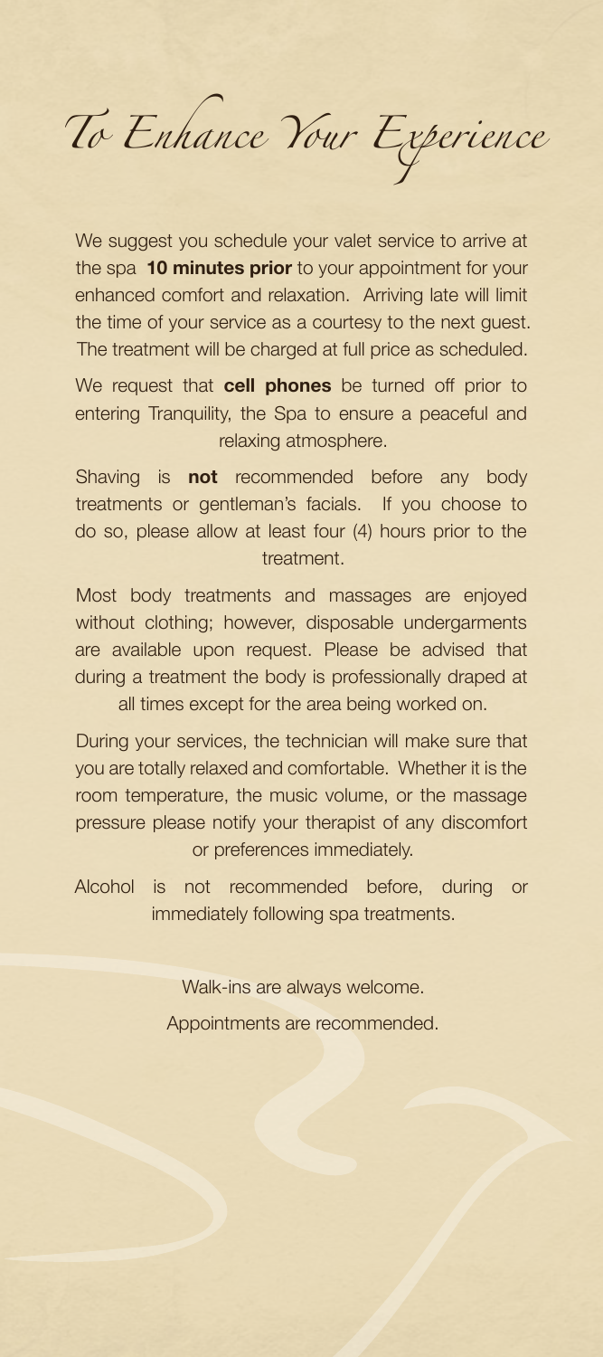# *To Enhance Your Experience*

We suggest you schedule your valet service to arrive at the spa **10 minutes prior** to your appointment for your enhanced comfort and relaxation. Arriving late will limit the time of your service as a courtesy to the next guest. The treatment will be charged at full price as scheduled.

We request that **cell phones** be turned off prior to entering Tranquility, the Spa to ensure a peaceful and relaxing atmosphere.

Shaving is **not** recommended before any body treatments or gentleman's facials. If you choose to do so, please allow at least four (4) hours prior to the treatment.

Most body treatments and massages are enjoyed without clothing; however, disposable undergarments are available upon request. Please be advised that during a treatment the body is professionally draped at all times except for the area being worked on.

During your services, the technician will make sure that you are totally relaxed and comfortable. Whether it is the room temperature, the music volume, or the massage pressure please notify your therapist of any discomfort or preferences immediately.

Alcohol is not recommended before, during or immediately following spa treatments.

Walk-ins are always welcome.

Appointments are recommended.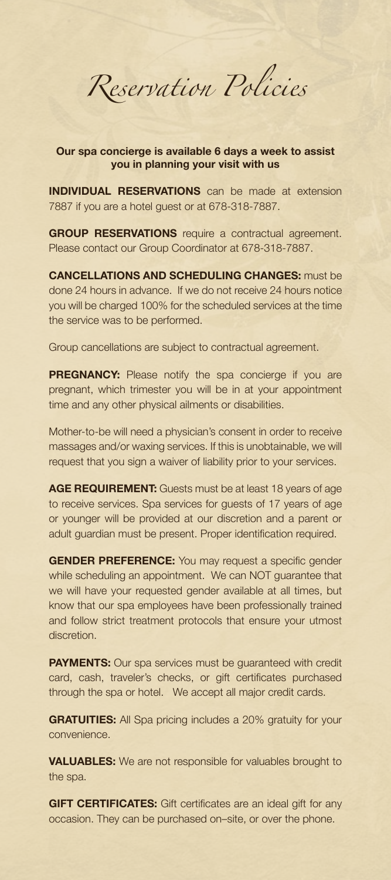# *Reservation Policies*

**Our spa concierge is available 6 days a week to assist you in planning your visit with us**

**INDIVIDUAL RESERVATIONS** can be made at extension 7887 if you are a hotel guest or at 678-318-7887.

**GROUP RESERVATIONS** require a contractual agreement. Please contact our Group Coordinator at 678-318-7887.

**CANCELLATIONS AND SCHEDULING CHANGES:** must be done 24 hours in advance. If we do not receive 24 hours notice you will be charged 100% for the scheduled services at the time the service was to be performed.

Group cancellations are subject to contractual agreement.

**PREGNANCY:** Please notify the spa concierge if you are pregnant, which trimester you will be in at your appointment time and any other physical ailments or disabilities.

Mother-to-be will need a physician's consent in order to receive massages and/or waxing services. If this is unobtainable, we will request that you sign a waiver of liability prior to your services.

**AGE REQUIREMENT:** Guests must be at least 18 years of age to receive services. Spa services for guests of 17 years of age or younger will be provided at our discretion and a parent or adult guardian must be present. Proper identification required.

**GENDER PREFERENCE:** You may request a specific gender while scheduling an appointment. We can NOT guarantee that we will have your requested gender available at all times, but know that our spa employees have been professionally trained and follow strict treatment protocols that ensure your utmost discretion.

**PAYMENTS:** Our spa services must be guaranteed with credit card, cash, traveler's checks, or gift certificates purchased through the spa or hotel. We accept all major credit cards.

**GRATUITIES:** All Spa pricing includes a 20% gratuity for your convenience.

**VALUABLES:** We are not responsible for valuables brought to the spa.

**GIFT CERTIFICATES:** Gift certificates are an ideal gift for any occasion. They can be purchased on–site, or over the phone.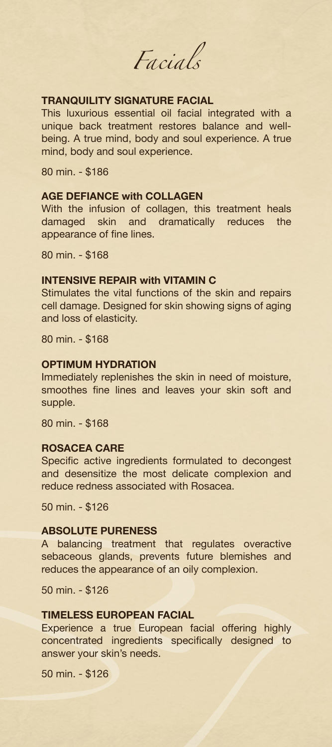# Facials

## TRANQUILITY SIGNATURE FACIAL

This luxurious essential oil facial integrated with a unique back treatment restores balance and well-being. A true mind, body and soul experience. A true mind, body and soul experience.

80 min. - $186

## AGE DEFIANCE with COLLAGEN

With the infusion of collagen, this treatment heals damaged skin and dramatically reduces the appearance of fine lines.

80 min. - $168

## INTENSIVE REPAIR with VITAMIN C

Stimulates the vital functions of the skin and repairs cell damage. Designed for skin showing signs of aging and loss of elasticity.

80 min. - $168

## OPTIMUM HYDRATION

Immediately replenishes the skin in need of moisture, smoothes fine lines and leaves your skin soft and supple.

80 min. - $168

## ROSACEA CARE

Specific active ingredients formulated to decongest and desensitize the most delicate complexion and reduce redness associated with Rosacea.

50 min. - $126

## ABSOLUTE PURENESS

A balancing treatment that regulates overactive sebaceous glands, prevents future blemishes and reduces the appearance of an oily complexion.

50 min. - $126

## TIMELESS EUROPEAN FACIAL

Experience a true European facial offering highly concentrated ingredients specifically designed to answer your skin's needs.

50 min. - $126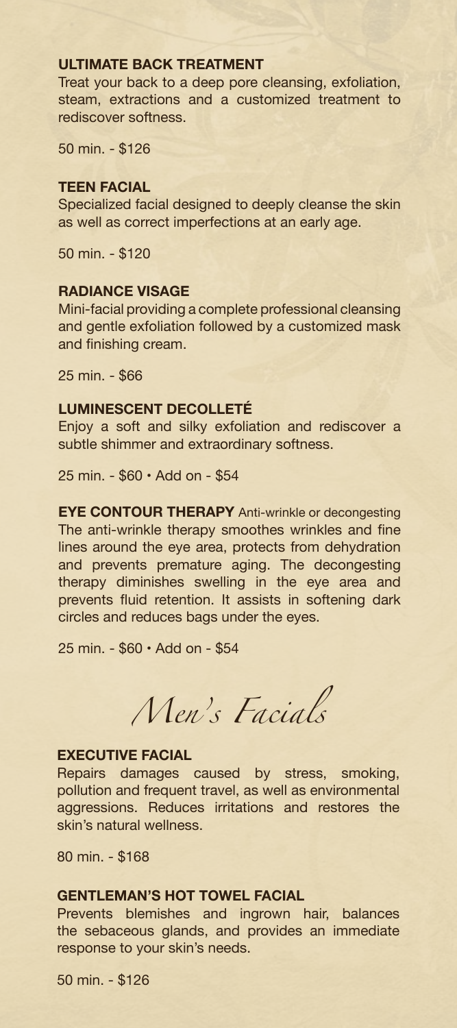### ULTIMATE BACK TREATMENT

Treat your back to a deep pore cleansing, exfoliation, steam, extractions and a customized treatment to rediscover softness.

50 min. - $126

### TEEN FACIAL

Specialized facial designed to deeply cleanse the skin as well as correct imperfections at an early age.

50 min. - $120

### RADIANCE VISAGE

Mini-facial providing a complete professional cleansing and gentle exfoliation followed by a customized mask and finishing cream.

25 min. - $66

### LUMINESCENT DECOLLETÉ

Enjoy a soft and silky exfoliation and rediscover a subtle shimmer and extraordinary softness.

25 min. - $60 • Add on - $54

### EYE CONTOUR THERAPY

Anti-wrinkle or decongesting

The anti-wrinkle therapy smoothes wrinkles and fine lines around the eye area, protects from dehydration and prevents premature aging. The decongesting therapy diminishes swelling in the eye area and prevents fluid retention. It assists in softening dark circles and reduces bags under the eyes.

25 min. - $60 • Add on - $54

## *Men's Facials*

### EXECUTIVE FACIAL

Repairs damages caused by stress, smoking, pollution and frequent travel, as well as environmental aggressions. Reduces irritations and restores the skin's natural wellness.

80 min. - $168

### GENTLEMAN'S HOT TOWEL FACIAL

Prevents blemishes and ingrown hair, balances the sebaceous glands, and provides an immediate response to your skin's needs.

50 min. - $126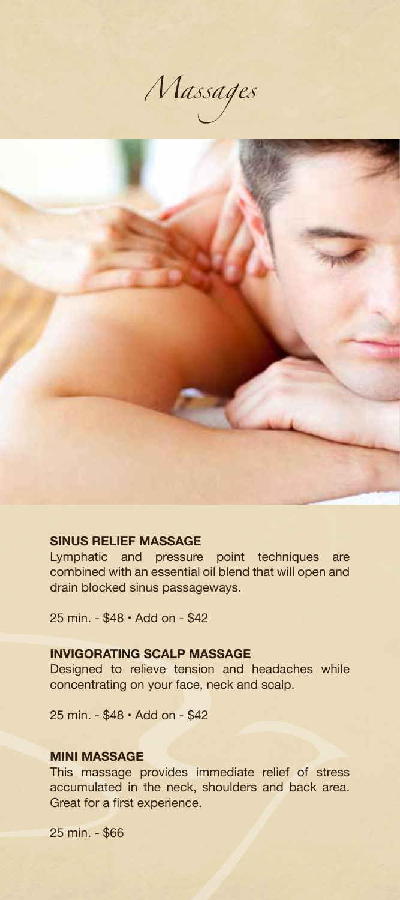# *Massages*

### SINUS RELIEF MASSAGE

Lymphatic and pressure point techniques are combined with an essential oil blend that will open and drain blocked sinus passageways.

25 min. - $48 • Add on - $42

### INVIGORATING SCALP MASSAGE

Designed to relieve tension and headaches while concentrating on your face, neck and scalp.

25 min. - $48 • Add on - $42

### MINI MASSAGE

This massage provides immediate relief of stress accumulated in the neck, shoulders and back area. Great for a first experience.

25 min. - $66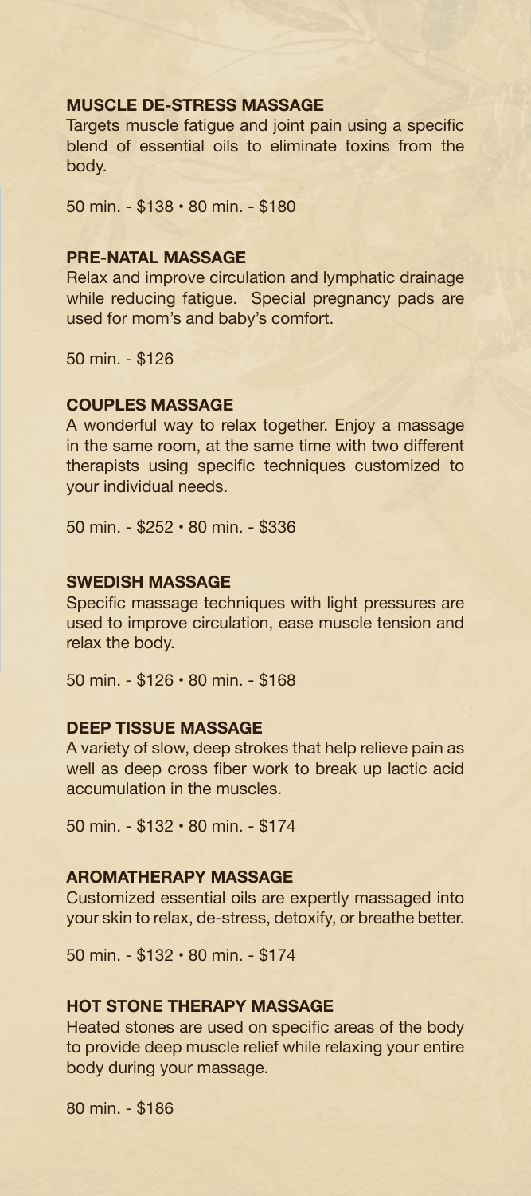### MUSCLE DE-STRESS MASSAGE

Targets muscle fatigue and joint pain using a specific blend of essential oils to eliminate toxins from the body.

50 min. - $138 • 80 min. - $180

### PRE-NATAL MASSAGE

Relax and improve circulation and lymphatic drainage while reducing fatigue. Special pregnancy pads are used for mom's and baby's comfort.

50 min. - $126

### COUPLES MASSAGE

A wonderful way to relax together. Enjoy a massage in the same room, at the same time with two different therapists using specific techniques customized to your individual needs.

50 min. - $252 • 80 min. - $336

### SWEDISH MASSAGE

Specific massage techniques with light pressures are used to improve circulation, ease muscle tension and relax the body.

50 min. - $126 • 80 min. - $168

### DEEP TISSUE MASSAGE

A variety of slow, deep strokes that help relieve pain as well as deep cross fiber work to break up lactic acid accumulation in the muscles.

50 min. - $132 • 80 min. - $174

### AROMATHERAPY MASSAGE

Customized essential oils are expertly massaged into your skin to relax, de-stress, detoxify, or breathe better.

50 min. - $132 • 80 min. - $174

### HOT STONE THERAPY MASSAGE

Heated stones are used on specific areas of the body to provide deep muscle relief while relaxing your entire body during your massage.

80 min. - $186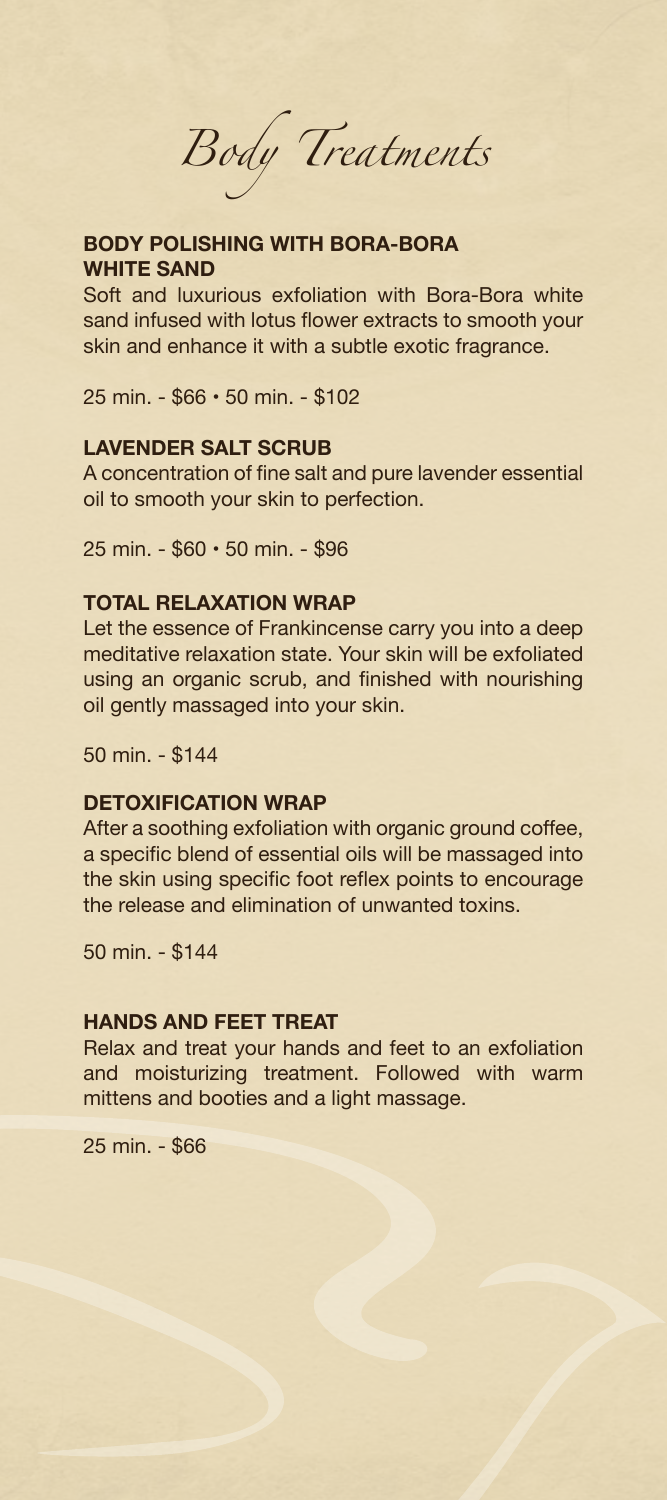# *Body Treatments*

## BODY POLISHING WITH BORA-BORA WHITE SAND

Soft and luxurious exfoliation with Bora-Bora white sand infused with lotus flower extracts to smooth your skin and enhance it with a subtle exotic fragrance.

25 min. - $66 • 50 min. - $102

## LAVENDER SALT SCRUB

A concentration of fine salt and pure lavender essential oil to smooth your skin to perfection.

25 min. - $60 • 50 min. - $96

## TOTAL RELAXATION WRAP

Let the essence of Frankincense carry you into a deep meditative relaxation state. Your skin will be exfoliated using an organic scrub, and finished with nourishing oil gently massaged into your skin.

50 min. - $144

## DETOXIFICATION WRAP

After a soothing exfoliation with organic ground coffee, a specific blend of essential oils will be massaged into the skin using specific foot reflex points to encourage the release and elimination of unwanted toxins.

50 min. - $144

## HANDS AND FEET TREAT

Relax and treat your hands and feet to an exfoliation and moisturizing treatment. Followed with warm mittens and booties and a light massage.

25 min. - $66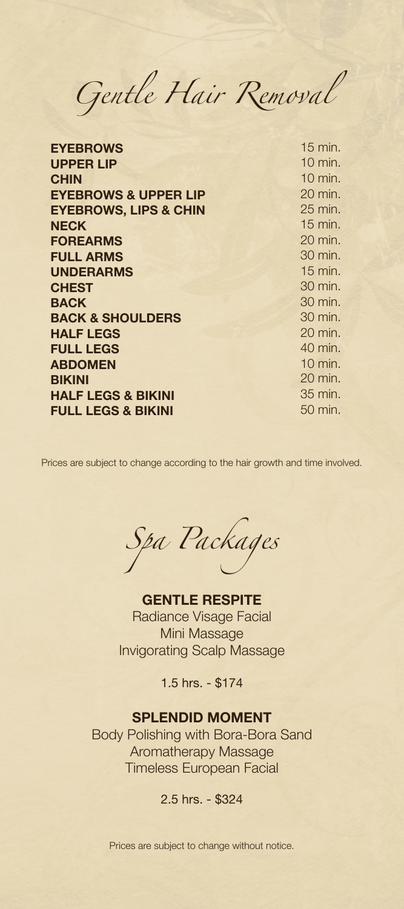# *Gentle Hair Removal*

| | |
|---|---|
| **EYEBROWS** | 15 min. |
| **UPPER LIP** | 10 min. |
| **CHIN** | 10 min. |
| **EYEBROWS & UPPER LIP** | 20 min. |
| **EYEBROWS, LIPS & CHIN** | 25 min. |
| **NECK** | 15 min. |
| **FOREARMS** | 20 min. |
| **FULL ARMS** | 30 min. |
| **UNDERARMS** | 15 min. |
| **CHEST** | 30 min. |
| **BACK** | 30 min. |
| **BACK & SHOULDERS** | 30 min. |
| **HALF LEGS** | 20 min. |
| **FULL LEGS** | 40 min. |
| **ABDOMEN** | 10 min. |
| **BIKINI** | 20 min. |
| **HALF LEGS & BIKINI** | 35 min. |
| **FULL LEGS & BIKINI** | 50 min. |

Prices are subject to change according to the hair growth and time involved.

# *Spa Packages*

## GENTLE RESPITE

Radiance Visage Facial
Mini Massage
Invigorating Scalp Massage

1.5 hrs. - $174

## SPLENDID MOMENT

Body Polishing with Bora-Bora Sand
Aromatherapy Massage
Timeless European Facial

2.5 hrs. - $324

Prices are subject to change without notice.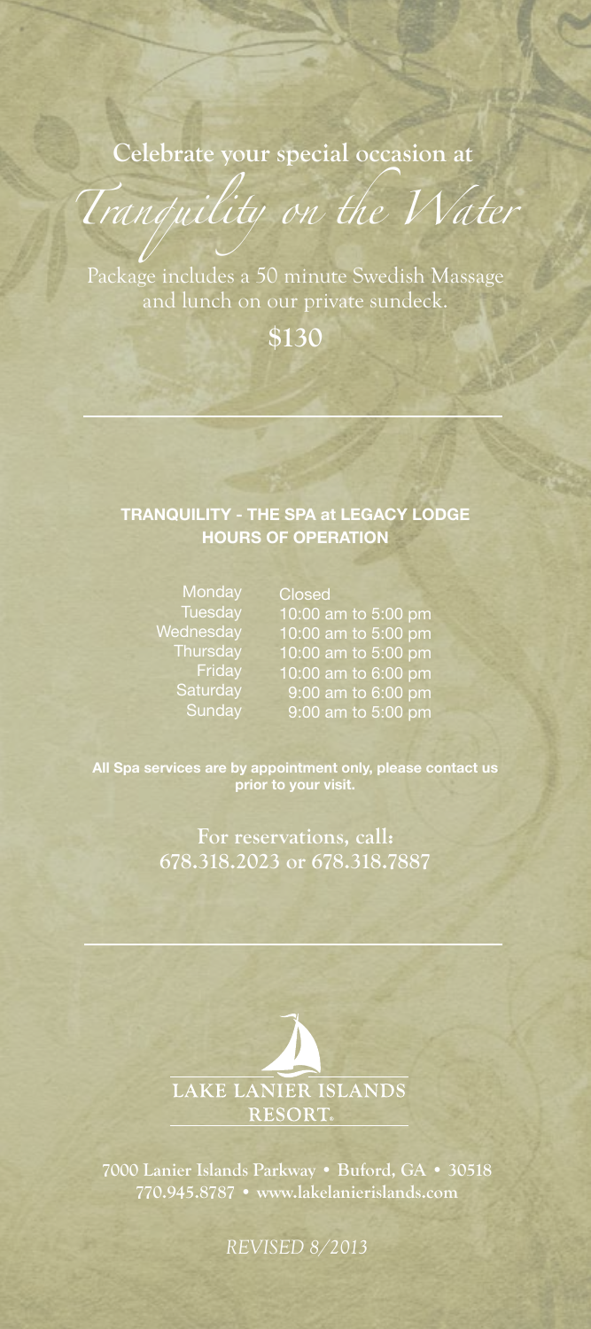**Celebrate your special occasion at**

# *Tranquility on the Water*

Package includes a 50 minute Swedish Massage and lunch on our private sundeck.

**$130**

---

## TRANQUILITY - THE SPA at LEGACY LODGE
## HOURS OF OPERATION

| | |
|---|---|
| Monday | Closed |
| Tuesday | 10:00 am to 5:00 pm |
| Wednesday | 10:00 am to 5:00 pm |
| Thursday | 10:00 am to 5:00 pm |
| Friday | 10:00 am to 6:00 pm |
| Saturday | 9:00 am to 6:00 pm |
| Sunday | 9:00 am to 5:00 pm |

**All Spa services are by appointment only, please contact us prior to your visit.**

**For reservations, call:**
**678.318.2023 or 678.318.7887**

---

LAKE LANIER ISLANDS RESORT.

**7000 Lanier Islands Parkway • Buford, GA • 30518**
**770.945.8787 • www.lakelanierislands.com**

*REVISED 8/2013*